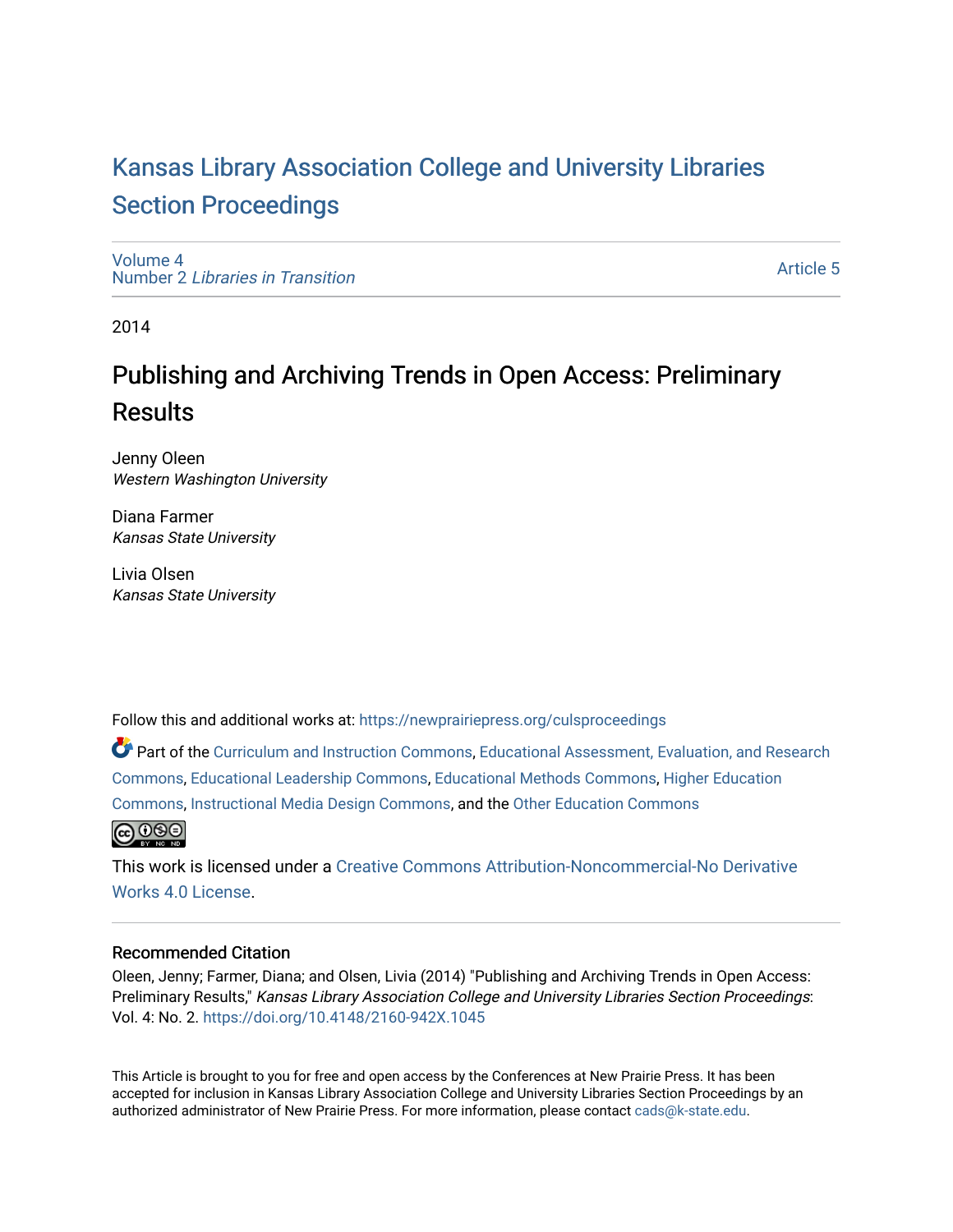# Kansas Library Association College and University Libraries Section Proceedings

Volume 4
Number 2 *Libraries in Transition*

Article 5

2014

## Publishing and Archiving Trends in Open Access: Preliminary Results

Jenny Oleen
*Western Washington University*

Diana Farmer
*Kansas State University*

Livia Olsen
*Kansas State University*

Follow this and additional works at: https://newprairiepress.org/culsproceedings

Part of the Curriculum and Instruction Commons, Educational Assessment, Evaluation, and Research Commons, Educational Leadership Commons, Educational Methods Commons, Higher Education Commons, Instructional Media Design Commons, and the Other Education Commons

This work is licensed under a Creative Commons Attribution-Noncommercial-No Derivative Works 4.0 License.

### Recommended Citation

Oleen, Jenny; Farmer, Diana; and Olsen, Livia (2014) "Publishing and Archiving Trends in Open Access: Preliminary Results," *Kansas Library Association College and University Libraries Section Proceedings*: Vol. 4: No. 2. https://doi.org/10.4148/2160-942X.1045

This Article is brought to you for free and open access by the Conferences at New Prairie Press. It has been accepted for inclusion in Kansas Library Association College and University Libraries Section Proceedings by an authorized administrator of New Prairie Press. For more information, please contact cads@k-state.edu.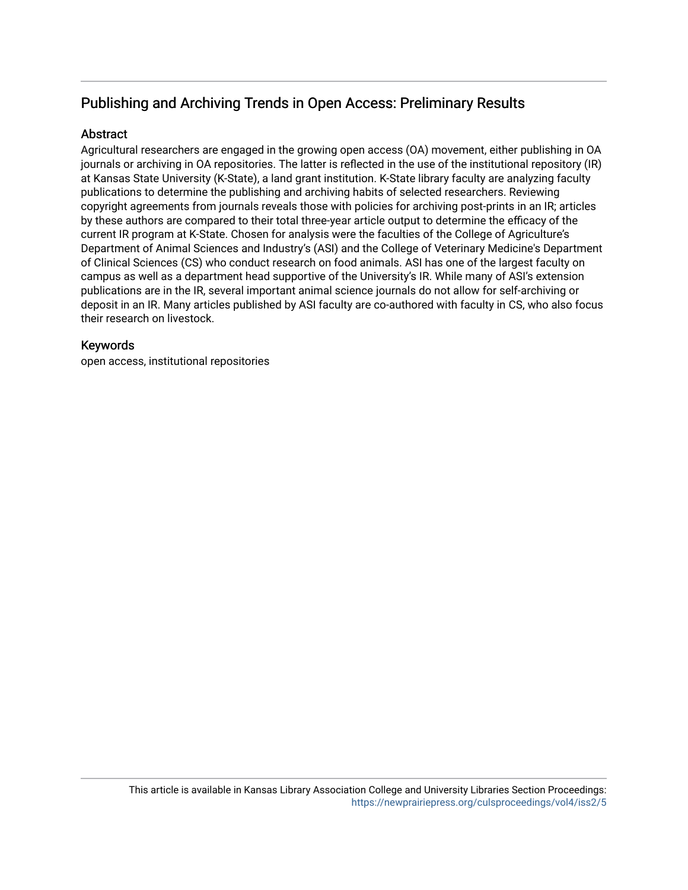## Publishing and Archiving Trends in Open Access: Preliminary Results

### Abstract

Agricultural researchers are engaged in the growing open access (OA) movement, either publishing in OA journals or archiving in OA repositories. The latter is reflected in the use of the institutional repository (IR) at Kansas State University (K-State), a land grant institution. K-State library faculty are analyzing faculty publications to determine the publishing and archiving habits of selected researchers. Reviewing copyright agreements from journals reveals those with policies for archiving post-prints in an IR; articles by these authors are compared to their total three-year article output to determine the efficacy of the current IR program at K-State. Chosen for analysis were the faculties of the College of Agriculture's Department of Animal Sciences and Industry's (ASI) and the College of Veterinary Medicine's Department of Clinical Sciences (CS) who conduct research on food animals. ASI has one of the largest faculty on campus as well as a department head supportive of the University's IR. While many of ASI's extension publications are in the IR, several important animal science journals do not allow for self-archiving or deposit in an IR. Many articles published by ASI faculty are co-authored with faculty in CS, who also focus their research on livestock.

### Keywords

open access, institutional repositories

This article is available in Kansas Library Association College and University Libraries Section Proceedings: https://newprairiepress.org/culsproceedings/vol4/iss2/5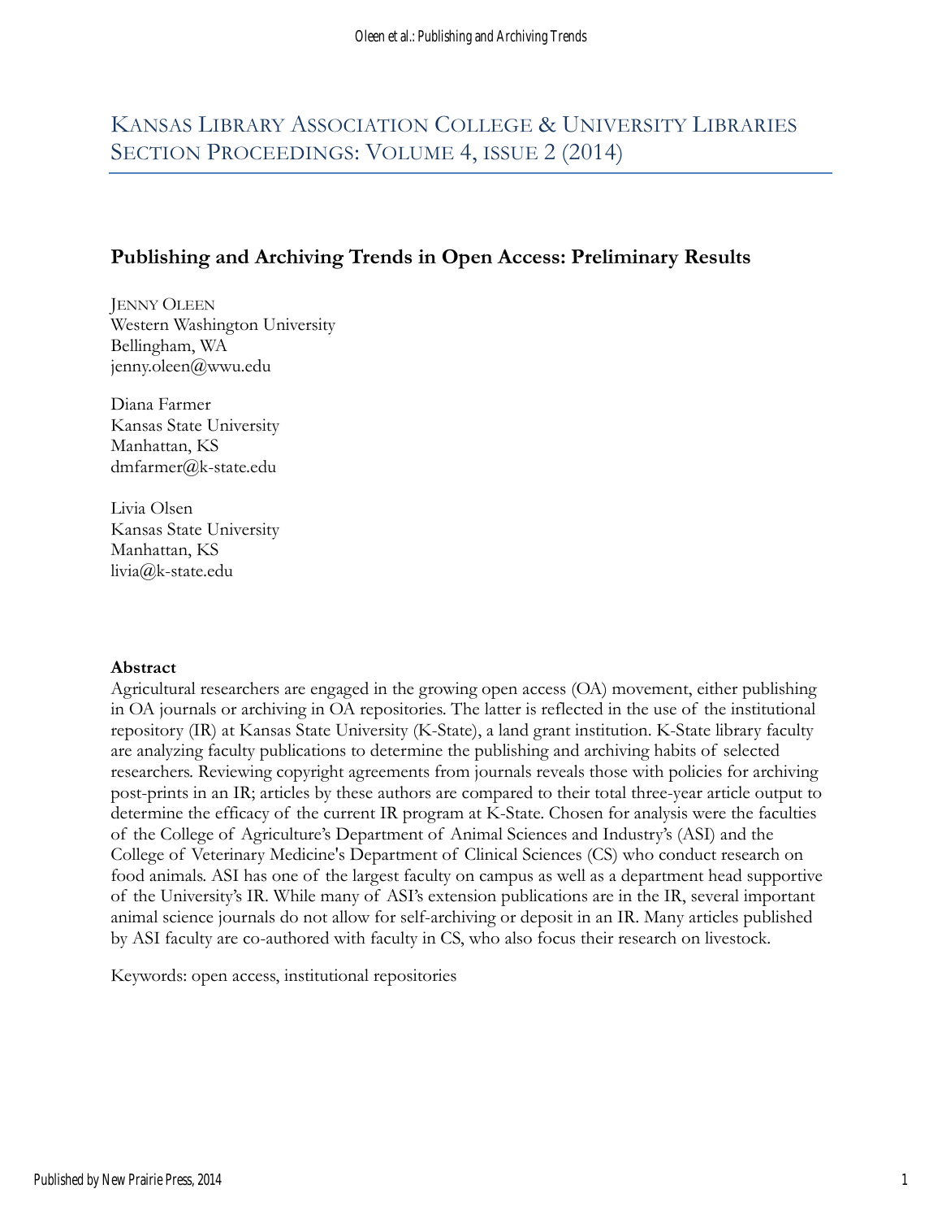# Kansas Library Association College & University Libraries Section Proceedings: Volume 4, Issue 2 (2014)

## Publishing and Archiving Trends in Open Access: Preliminary Results

Jenny Oleen  
Western Washington University  
Bellingham, WA  
jenny.oleen@wwu.edu

Diana Farmer  
Kansas State University  
Manhattan, KS  
dmfarmer@k-state.edu

Livia Olsen  
Kansas State University  
Manhattan, KS  
livia@k-state.edu

**Abstract**

Agricultural researchers are engaged in the growing open access (OA) movement, either publishing in OA journals or archiving in OA repositories. The latter is reflected in the use of the institutional repository (IR) at Kansas State University (K-State), a land grant institution. K-State library faculty are analyzing faculty publications to determine the publishing and archiving habits of selected researchers. Reviewing copyright agreements from journals reveals those with policies for archiving post-prints in an IR; articles by these authors are compared to their total three-year article output to determine the efficacy of the current IR program at K-State. Chosen for analysis were the faculties of the College of Agriculture's Department of Animal Sciences and Industry's (ASI) and the College of Veterinary Medicine's Department of Clinical Sciences (CS) who conduct research on food animals. ASI has one of the largest faculty on campus as well as a department head supportive of the University's IR. While many of ASI's extension publications are in the IR, several important animal science journals do not allow for self-archiving or deposit in an IR. Many articles published by ASI faculty are co-authored with faculty in CS, who also focus their research on livestock.

Keywords: open access, institutional repositories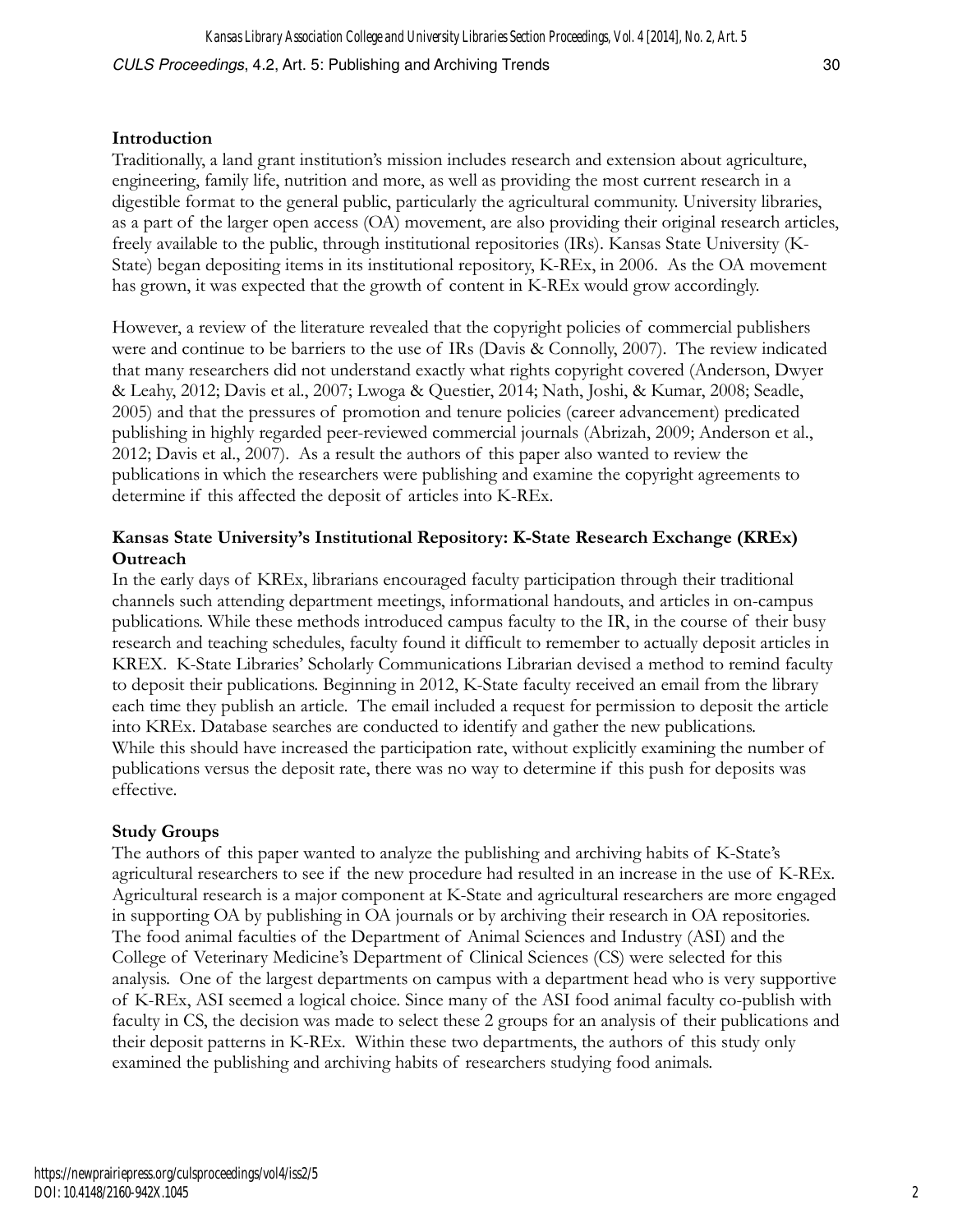**Introduction**

Traditionally, a land grant institution's mission includes research and extension about agriculture, engineering, family life, nutrition and more, as well as providing the most current research in a digestible format to the general public, particularly the agricultural community. University libraries, as a part of the larger open access (OA) movement, are also providing their original research articles, freely available to the public, through institutional repositories (IRs). Kansas State University (K-State) began depositing items in its institutional repository, K-REx, in 2006. As the OA movement has grown, it was expected that the growth of content in K-REx would grow accordingly.

However, a review of the literature revealed that the copyright policies of commercial publishers were and continue to be barriers to the use of IRs (Davis & Connolly, 2007). The review indicated that many researchers did not understand exactly what rights copyright covered (Anderson, Dwyer & Leahy, 2012; Davis et al., 2007; Lwoga & Questier, 2014; Nath, Joshi, & Kumar, 2008; Seadle, 2005) and that the pressures of promotion and tenure policies (career advancement) predicated publishing in highly regarded peer-reviewed commercial journals (Abrizah, 2009; Anderson et al., 2012; Davis et al., 2007). As a result the authors of this paper also wanted to review the publications in which the researchers were publishing and examine the copyright agreements to determine if this affected the deposit of articles into K-REx.

**Kansas State University's Institutional Repository: K-State Research Exchange (KREx) Outreach**

In the early days of KREx, librarians encouraged faculty participation through their traditional channels such attending department meetings, informational handouts, and articles in on-campus publications. While these methods introduced campus faculty to the IR, in the course of their busy research and teaching schedules, faculty found it difficult to remember to actually deposit articles in KREX. K-State Libraries' Scholarly Communications Librarian devised a method to remind faculty to deposit their publications. Beginning in 2012, K-State faculty received an email from the library each time they publish an article. The email included a request for permission to deposit the article into KREx. Database searches are conducted to identify and gather the new publications. While this should have increased the participation rate, without explicitly examining the number of publications versus the deposit rate, there was no way to determine if this push for deposits was effective.

**Study Groups**

The authors of this paper wanted to analyze the publishing and archiving habits of K-State's agricultural researchers to see if the new procedure had resulted in an increase in the use of K-REx. Agricultural research is a major component at K-State and agricultural researchers are more engaged in supporting OA by publishing in OA journals or by archiving their research in OA repositories. The food animal faculties of the Department of Animal Sciences and Industry (ASI) and the College of Veterinary Medicine's Department of Clinical Sciences (CS) were selected for this analysis. One of the largest departments on campus with a department head who is very supportive of K-REx, ASI seemed a logical choice. Since many of the ASI food animal faculty co-publish with faculty in CS, the decision was made to select these 2 groups for an analysis of their publications and their deposit patterns in K-REx. Within these two departments, the authors of this study only examined the publishing and archiving habits of researchers studying food animals.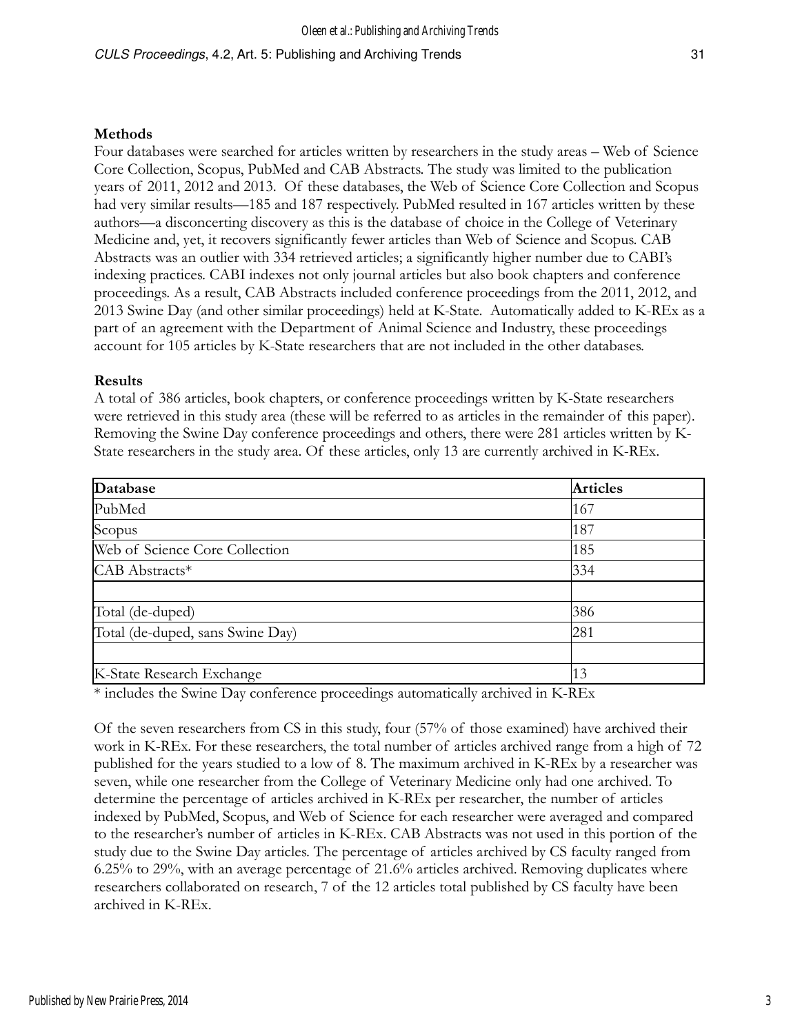**Methods**

Four databases were searched for articles written by researchers in the study areas – Web of Science Core Collection, Scopus, PubMed and CAB Abstracts. The study was limited to the publication years of 2011, 2012 and 2013. Of these databases, the Web of Science Core Collection and Scopus had very similar results—185 and 187 respectively. PubMed resulted in 167 articles written by these authors—a disconcerting discovery as this is the database of choice in the College of Veterinary Medicine and, yet, it recovers significantly fewer articles than Web of Science and Scopus. CAB Abstracts was an outlier with 334 retrieved articles; a significantly higher number due to CABI's indexing practices. CABI indexes not only journal articles but also book chapters and conference proceedings. As a result, CAB Abstracts included conference proceedings from the 2011, 2012, and 2013 Swine Day (and other similar proceedings) held at K-State. Automatically added to K-REx as a part of an agreement with the Department of Animal Science and Industry, these proceedings account for 105 articles by K-State researchers that are not included in the other databases.

**Results**

A total of 386 articles, book chapters, or conference proceedings written by K-State researchers were retrieved in this study area (these will be referred to as articles in the remainder of this paper). Removing the Swine Day conference proceedings and others, there were 281 articles written by K-State researchers in the study area. Of these articles, only 13 are currently archived in K-REx.

| Database | Articles |
|---|---|
| PubMed | 167 |
| Scopus | 187 |
| Web of Science Core Collection | 185 |
| CAB Abstracts* | 334 |
| | |
| Total (de-duped) | 386 |
| Total (de-duped, sans Swine Day) | 281 |
| | |
| K-State Research Exchange | 13 |

* includes the Swine Day conference proceedings automatically archived in K-REx

Of the seven researchers from CS in this study, four (57% of those examined) have archived their work in K-REx. For these researchers, the total number of articles archived range from a high of 72 published for the years studied to a low of 8. The maximum archived in K-REx by a researcher was seven, while one researcher from the College of Veterinary Medicine only had one archived. To determine the percentage of articles archived in K-REx per researcher, the number of articles indexed by PubMed, Scopus, and Web of Science for each researcher were averaged and compared to the researcher's number of articles in K-REx. CAB Abstracts was not used in this portion of the study due to the Swine Day articles. The percentage of articles archived by CS faculty ranged from 6.25% to 29%, with an average percentage of 21.6% articles archived. Removing duplicates where researchers collaborated on research, 7 of the 12 articles total published by CS faculty have been archived in K-REx.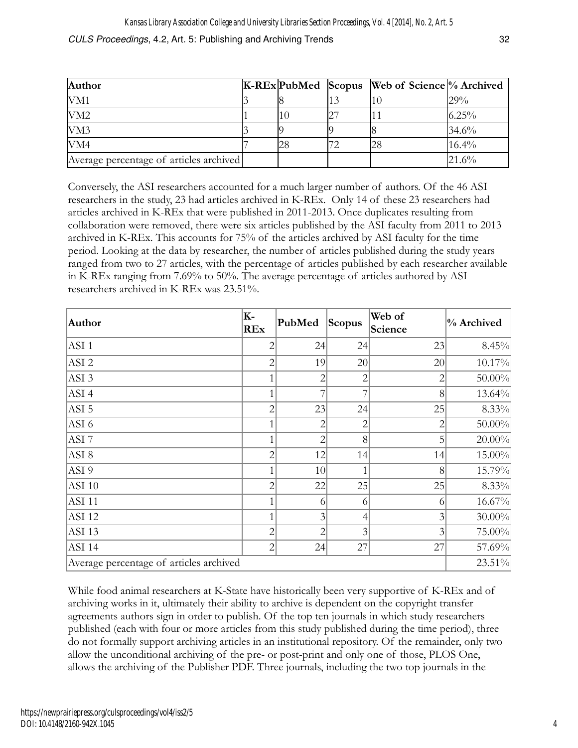| Author | K-REx | PubMed | Scopus | Web of Science | % Archived |
| --- | --- | --- | --- | --- | --- |
| VM1 | 3 | 8 | 13 | 10 | 29% |
| VM2 | 1 | 10 | 27 | 11 | 6.25% |
| VM3 | 3 | 9 | 9 | 8 | 34.6% |
| VM4 | 7 | 28 | 72 | 28 | 16.4% |
| Average percentage of articles archived | | | | | 21.6% |

Conversely, the ASI researchers accounted for a much larger number of authors. Of the 46 ASI researchers in the study, 23 had articles archived in K-REx. Only 14 of these 23 researchers had articles archived in K-REx that were published in 2011-2013. Once duplicates resulting from collaboration were removed, there were six articles published by the ASI faculty from 2011 to 2013 archived in K-REx. This accounts for 75% of the articles archived by ASI faculty for the time period. Looking at the data by researcher, the number of articles published during the study years ranged from two to 27 articles, with the percentage of articles published by each researcher available in K-REx ranging from 7.69% to 50%. The average percentage of articles authored by ASI researchers archived in K-REx was 23.51%.

| Author | K-REx | PubMed | Scopus | Web of Science | % Archived |
| --- | --- | --- | --- | --- | --- |
| ASI 1 | 2 | 24 | 24 | 23 | 8.45% |
| ASI 2 | 2 | 19 | 20 | 20 | 10.17% |
| ASI 3 | 1 | 2 | 2 | 2 | 50.00% |
| ASI 4 | 1 | 7 | 7 | 8 | 13.64% |
| ASI 5 | 2 | 23 | 24 | 25 | 8.33% |
| ASI 6 | 1 | 2 | 2 | 2 | 50.00% |
| ASI 7 | 1 | 2 | 8 | 5 | 20.00% |
| ASI 8 | 2 | 12 | 14 | 14 | 15.00% |
| ASI 9 | 1 | 10 | 1 | 8 | 15.79% |
| ASI 10 | 2 | 22 | 25 | 25 | 8.33% |
| ASI 11 | 1 | 6 | 6 | 6 | 16.67% |
| ASI 12 | 1 | 3 | 4 | 3 | 30.00% |
| ASI 13 | 2 | 2 | 3 | 3 | 75.00% |
| ASI 14 | 2 | 24 | 27 | 27 | 57.69% |
| Average percentage of articles archived | | | | | 23.51% |

While food animal researchers at K-State have historically been very supportive of K-REx and of archiving works in it, ultimately their ability to archive is dependent on the copyright transfer agreements authors sign in order to publish. Of the top ten journals in which study researchers published (each with four or more articles from this study published during the time period), three do not formally support archiving articles in an institutional repository. Of the remainder, only two allow the unconditional archiving of the pre- or post-print and only one of those, PLOS One, allows the archiving of the Publisher PDF. Three journals, including the two top journals in the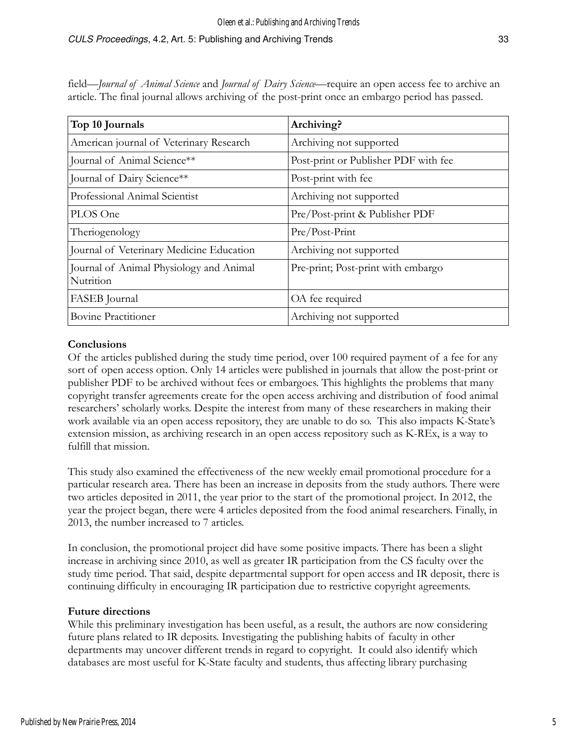field—*Journal of Animal Science* and *Journal of Dairy Science*—require an open access fee to archive an article. The final journal allows archiving of the post-print once an embargo period has passed.

| Top 10 Journals | Archiving? |
|---|---|
| American journal of Veterinary Research | Archiving not supported |
| Journal of Animal Science** | Post-print or Publisher PDF with fee |
| Journal of Dairy Science** | Post-print with fee |
| Professional Animal Scientist | Archiving not supported |
| PLOS One | Pre/Post-print & Publisher PDF |
| Theriogenology | Pre/Post-Print |
| Journal of Veterinary Medicine Education | Archiving not supported |
| Journal of Animal Physiology and Animal Nutrition | Pre-print; Post-print with embargo |
| FASEB Journal | OA fee required |
| Bovine Practitioner | Archiving not supported |

**Conclusions**

Of the articles published during the study time period, over 100 required payment of a fee for any sort of open access option. Only 14 articles were published in journals that allow the post-print or publisher PDF to be archived without fees or embargoes. This highlights the problems that many copyright transfer agreements create for the open access archiving and distribution of food animal researchers' scholarly works. Despite the interest from many of these researchers in making their work available via an open access repository, they are unable to do so. This also impacts K-State's extension mission, as archiving research in an open access repository such as K-REx, is a way to fulfill that mission.

This study also examined the effectiveness of the new weekly email promotional procedure for a particular research area. There has been an increase in deposits from the study authors. There were two articles deposited in 2011, the year prior to the start of the promotional project. In 2012, the year the project began, there were 4 articles deposited from the food animal researchers. Finally, in 2013, the number increased to 7 articles.

In conclusion, the promotional project did have some positive impacts. There has been a slight increase in archiving since 2010, as well as greater IR participation from the CS faculty over the study time period. That said, despite departmental support for open access and IR deposit, there is continuing difficulty in encouraging IR participation due to restrictive copyright agreements.

**Future directions**

While this preliminary investigation has been useful, as a result, the authors are now considering future plans related to IR deposits. Investigating the publishing habits of faculty in other departments may uncover different trends in regard to copyright. It could also identify which databases are most useful for K-State faculty and students, thus affecting library purchasing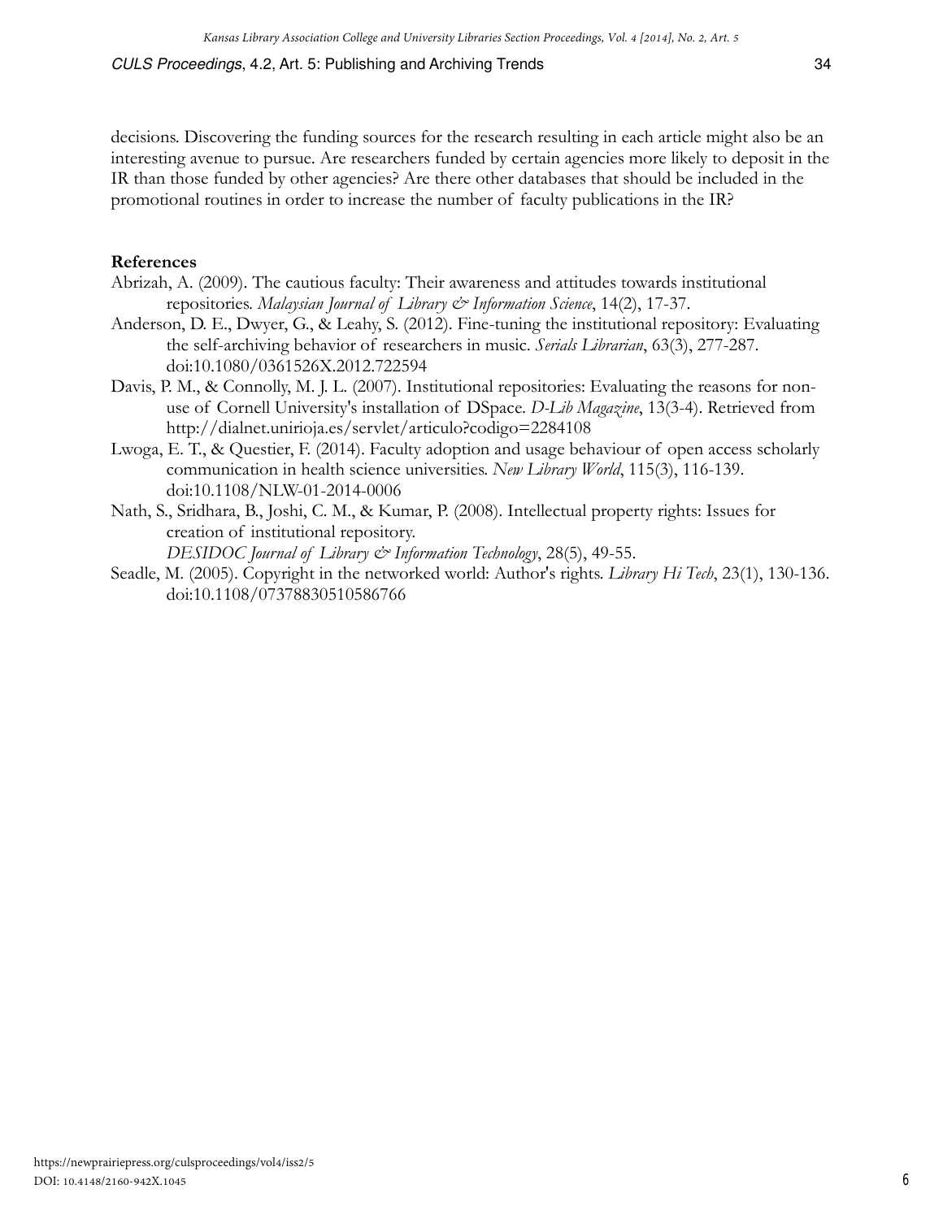decisions. Discovering the funding sources for the research resulting in each article might also be an interesting avenue to pursue. Are researchers funded by certain agencies more likely to deposit in the IR than those funded by other agencies? Are there other databases that should be included in the promotional routines in order to increase the number of faculty publications in the IR?

## References

Abrizah, A. (2009). The cautious faculty: Their awareness and attitudes towards institutional repositories. *Malaysian Journal of Library & Information Science*, 14(2), 17-37.

Anderson, D. E., Dwyer, G., & Leahy, S. (2012). Fine-tuning the institutional repository: Evaluating the self-archiving behavior of researchers in music. *Serials Librarian*, 63(3), 277-287. doi:10.1080/0361526X.2012.722594

Davis, P. M., & Connolly, M. J. L. (2007). Institutional repositories: Evaluating the reasons for non-use of Cornell University's installation of DSpace. *D-Lib Magazine*, 13(3-4). Retrieved from http://dialnet.unirioja.es/servlet/articulo?codigo=2284108

Lwoga, E. T., & Questier, F. (2014). Faculty adoption and usage behaviour of open access scholarly communication in health science universities. *New Library World*, 115(3), 116-139. doi:10.1108/NLW-01-2014-0006

Nath, S., Sridhara, B., Joshi, C. M., & Kumar, P. (2008). Intellectual property rights: Issues for creation of institutional repository. *DESIDOC Journal of Library & Information Technology*, 28(5), 49-55.

Seadle, M. (2005). Copyright in the networked world: Author's rights. *Library Hi Tech*, 23(1), 130-136. doi:10.1108/07378830510586766